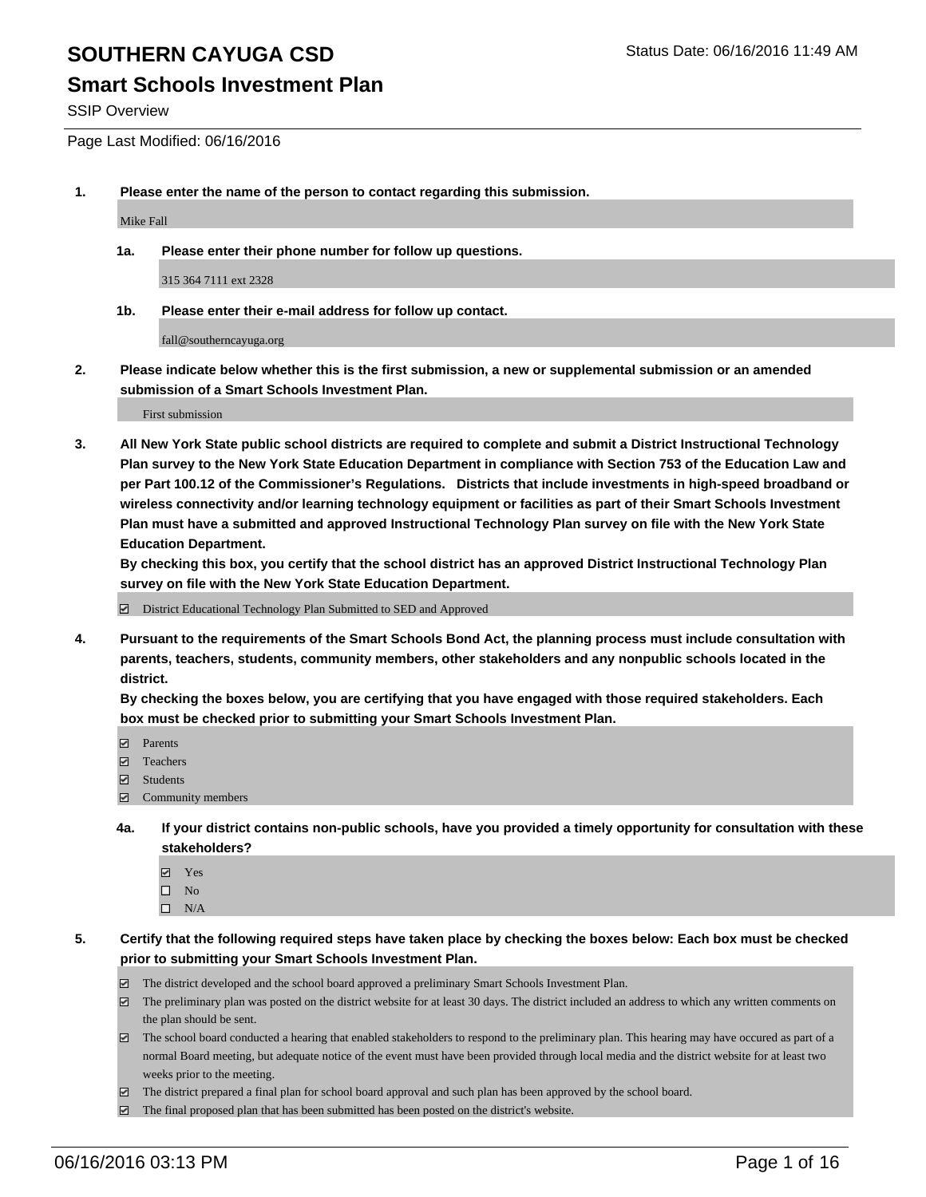# SOUTHERN CAYUGA CSD

Status Date: 06/16/2016 11:49 AM

## Smart Schools Investment Plan

SSIP Overview

Page Last Modified: 06/16/2016

**1. Please enter the name of the person to contact regarding this submission.**

Mike Fall

**1a. Please enter their phone number for follow up questions.**

315 364 7111 ext 2328

**1b. Please enter their e-mail address for follow up contact.**

fall@southerncayuga.org

**2. Please indicate below whether this is the first submission, a new or supplemental submission or an amended submission of a Smart Schools Investment Plan.**

First submission

**3. All New York State public school districts are required to complete and submit a District Instructional Technology Plan survey to the New York State Education Department in compliance with Section 753 of the Education Law and per Part 100.12 of the Commissioner's Regulations. Districts that include investments in high-speed broadband or wireless connectivity and/or learning technology equipment or facilities as part of their Smart Schools Investment Plan must have a submitted and approved Instructional Technology Plan survey on file with the New York State Education Department.**

**By checking this box, you certify that the school district has an approved District Instructional Technology Plan survey on file with the New York State Education Department.**

☑ District Educational Technology Plan Submitted to SED and Approved

**4. Pursuant to the requirements of the Smart Schools Bond Act, the planning process must include consultation with parents, teachers, students, community members, other stakeholders and any nonpublic schools located in the district.**

**By checking the boxes below, you are certifying that you have engaged with those required stakeholders. Each box must be checked prior to submitting your Smart Schools Investment Plan.**

☑ Parents
☑ Teachers
☑ Students
☑ Community members

**4a. If your district contains non-public schools, have you provided a timely opportunity for consultation with these stakeholders?**

☑ Yes
☐ No
☐ N/A

**5. Certify that the following required steps have taken place by checking the boxes below: Each box must be checked prior to submitting your Smart Schools Investment Plan.**

☑ The district developed and the school board approved a preliminary Smart Schools Investment Plan.
☑ The preliminary plan was posted on the district website for at least 30 days. The district included an address to which any written comments on the plan should be sent.
☑ The school board conducted a hearing that enabled stakeholders to respond to the preliminary plan. This hearing may have occured as part of a normal Board meeting, but adequate notice of the event must have been provided through local media and the district website for at least two weeks prior to the meeting.
☑ The district prepared a final plan for school board approval and such plan has been approved by the school board.
☑ The final proposed plan that has been submitted has been posted on the district's website.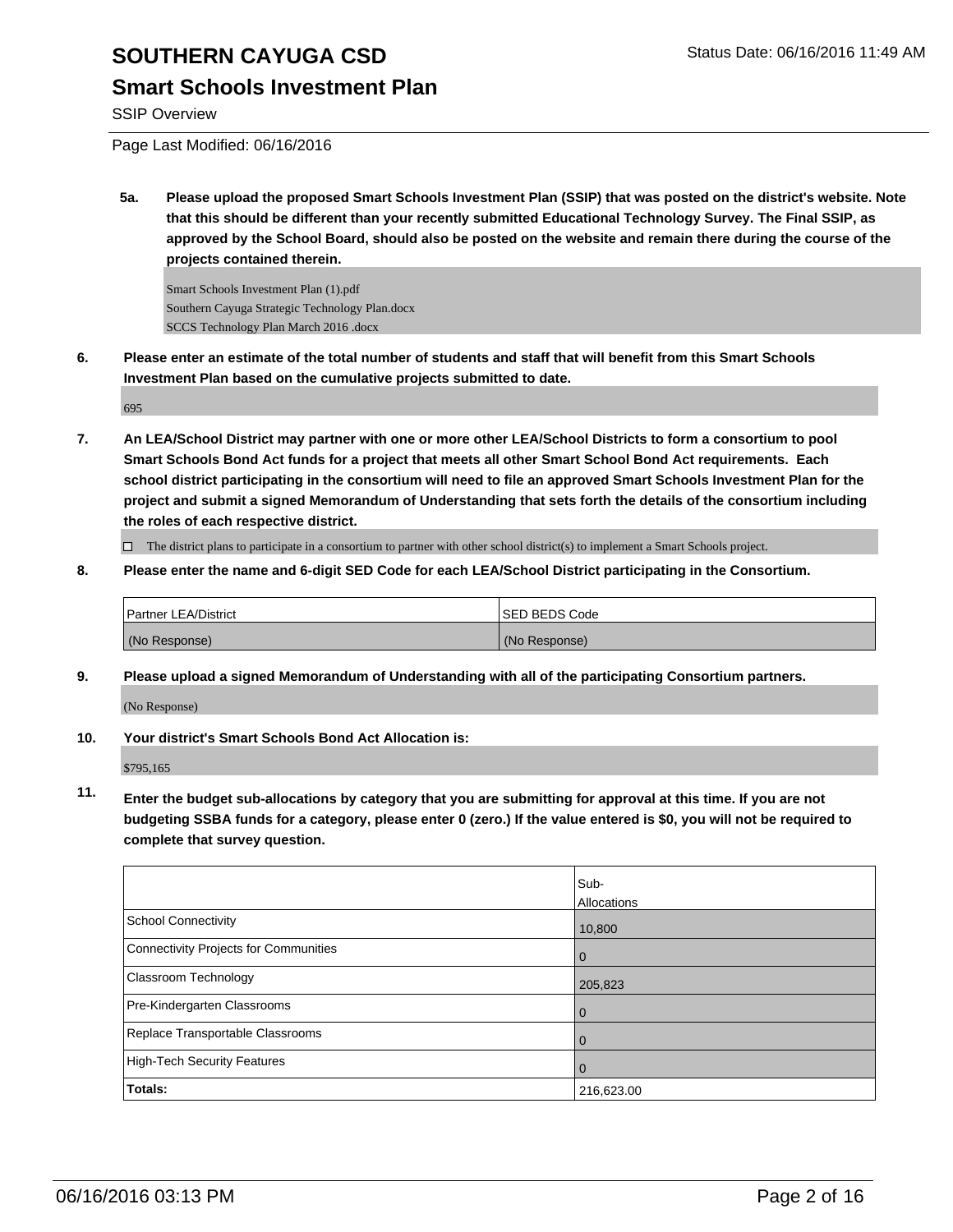**5a. Please upload the proposed Smart Schools Investment Plan (SSIP) that was posted on the district's website. Note that this should be different than your recently submitted Educational Technology Survey. The Final SSIP, as approved by the School Board, should also be posted on the website and remain there during the course of the projects contained therein.**

Smart Schools Investment Plan (1).pdf
Southern Cayuga Strategic Technology Plan.docx
SCCS Technology Plan March 2016 .docx

**6. Please enter an estimate of the total number of students and staff that will benefit from this Smart Schools Investment Plan based on the cumulative projects submitted to date.**

695

**7. An LEA/School District may partner with one or more other LEA/School Districts to form a consortium to pool Smart Schools Bond Act funds for a project that meets all other Smart School Bond Act requirements. Each school district participating in the consortium will need to file an approved Smart Schools Investment Plan for the project and submit a signed Memorandum of Understanding that sets forth the details of the consortium including the roles of each respective district.**

☐ The district plans to participate in a consortium to partner with other school district(s) to implement a Smart Schools project.

**8. Please enter the name and 6-digit SED Code for each LEA/School District participating in the Consortium.**

| Partner LEA/District | SED BEDS Code |
|---|---|
| (No Response) | (No Response) |

**9. Please upload a signed Memorandum of Understanding with all of the participating Consortium partners.**

(No Response)

**10. Your district's Smart Schools Bond Act Allocation is:**

$795,165

**11. Enter the budget sub-allocations by category that you are submitting for approval at this time. If you are not budgeting SSBA funds for a category, please enter 0 (zero.) If the value entered is $0, you will not be required to complete that survey question.**

| | Sub-Allocations |
|---|---|
| School Connectivity | 10,800 |
| Connectivity Projects for Communities | 0 |
| Classroom Technology | 205,823 |
| Pre-Kindergarten Classrooms | 0 |
| Replace Transportable Classrooms | 0 |
| High-Tech Security Features | 0 |
| **Totals:** | 216,623.00 |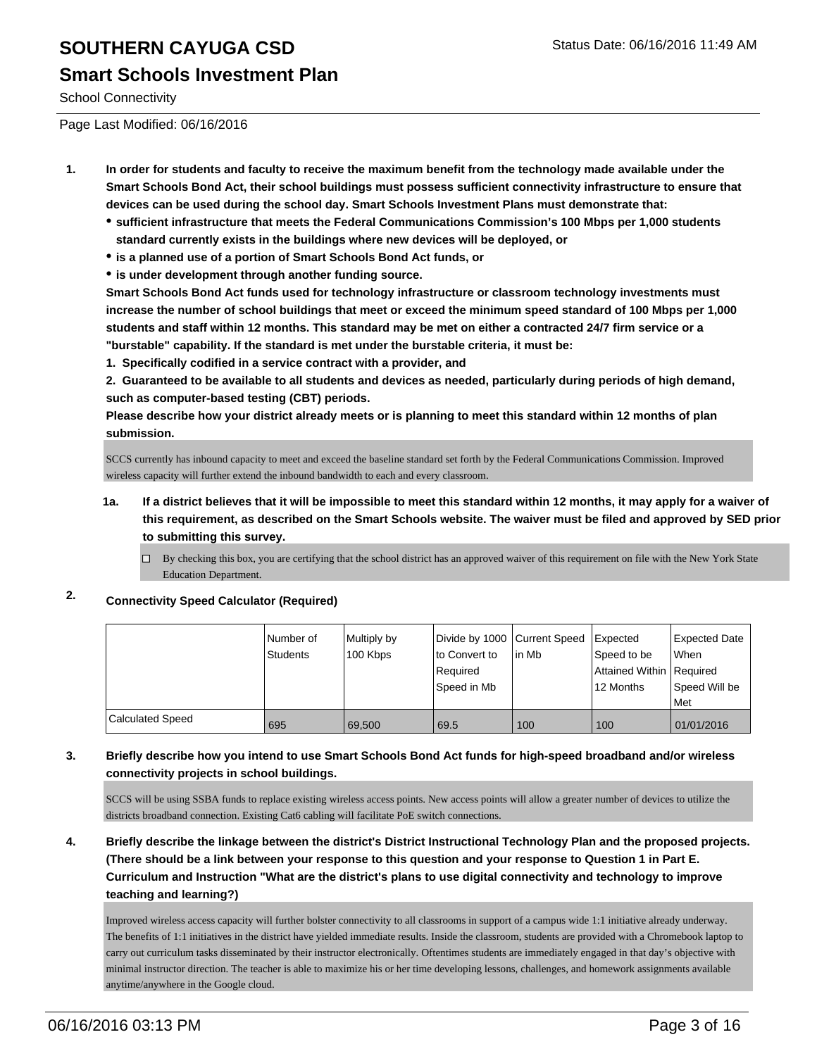# SOUTHERN CAYUGA CSD

Status Date: 06/16/2016 11:49 AM

## Smart Schools Investment Plan

School Connectivity

Page Last Modified: 06/16/2016

1. **In order for students and faculty to receive the maximum benefit from the technology made available under the Smart Schools Bond Act, their school buildings must possess sufficient connectivity infrastructure to ensure that devices can be used during the school day. Smart Schools Investment Plans must demonstrate that:**
   - **sufficient infrastructure that meets the Federal Communications Commission's 100 Mbps per 1,000 students standard currently exists in the buildings where new devices will be deployed, or**
   - **is a planned use of a portion of Smart Schools Bond Act funds, or**
   - **is under development through another funding source.**

   **Smart Schools Bond Act funds used for technology infrastructure or classroom technology investments must increase the number of school buildings that meet or exceed the minimum speed standard of 100 Mbps per 1,000 students and staff within 12 months. This standard may be met on either a contracted 24/7 firm service or a "burstable" capability. If the standard is met under the burstable criteria, it must be:**

   **1. Specifically codified in a service contract with a provider, and**

   **2. Guaranteed to be available to all students and devices as needed, particularly during periods of high demand, such as computer-based testing (CBT) periods.**

   **Please describe how your district already meets or is planning to meet this standard within 12 months of plan submission.**

   SCCS currently has inbound capacity to meet and exceed the baseline standard set forth by the Federal Communications Commission. Improved wireless capacity will further extend the inbound bandwidth to each and every classroom.

   **1a. If a district believes that it will be impossible to meet this standard within 12 months, it may apply for a waiver of this requirement, as described on the Smart Schools website. The waiver must be filed and approved by SED prior to submitting this survey.**

   ☐ By checking this box, you are certifying that the school district has an approved waiver of this requirement on file with the New York State Education Department.

2. **Connectivity Speed Calculator (Required)**

| | Number of Students | Multiply by 100 Kbps | Divide by 1000 to Convert to Required Speed in Mb | Current Speed in Mb | Expected Speed to be Attained Within 12 Months | Expected Date When Required Speed Will be Met |
|---|---|---|---|---|---|---|
| Calculated Speed | 695 | 69,500 | 69.5 | 100 | 100 | 01/01/2016 |

3. **Briefly describe how you intend to use Smart Schools Bond Act funds for high-speed broadband and/or wireless connectivity projects in school buildings.**

   SCCS will be using SSBA funds to replace existing wireless access points. New access points will allow a greater number of devices to utilize the districts broadband connection. Existing Cat6 cabling will facilitate PoE switch connections.

4. **Briefly describe the linkage between the district's District Instructional Technology Plan and the proposed projects. (There should be a link between your response to this question and your response to Question 1 in Part E. Curriculum and Instruction "What are the district's plans to use digital connectivity and technology to improve teaching and learning?)**

   Improved wireless access capacity will further bolster connectivity to all classrooms in support of a campus wide 1:1 initiative already underway. The benefits of 1:1 initiatives in the district have yielded immediate results. Inside the classroom, students are provided with a Chromebook laptop to carry out curriculum tasks disseminated by their instructor electronically. Oftentimes students are immediately engaged in that day's objective with minimal instructor direction. The teacher is able to maximize his or her time developing lessons, challenges, and homework assignments available anytime/anywhere in the Google cloud.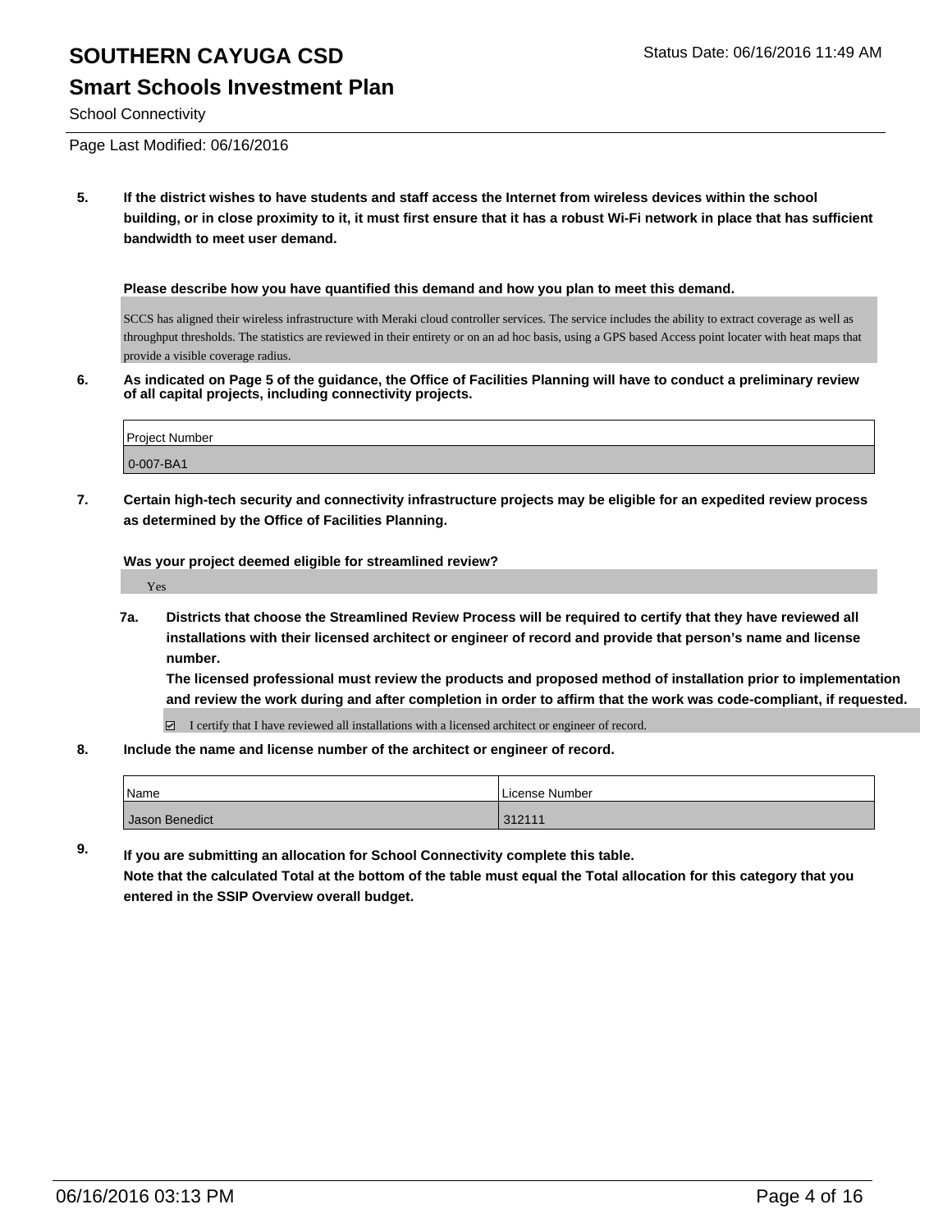# SOUTHERN CAYUGA CSD

## Smart Schools Investment Plan

School Connectivity

Page Last Modified: 06/16/2016

**5. If the district wishes to have students and staff access the Internet from wireless devices within the school building, or in close proximity to it, it must first ensure that it has a robust Wi-Fi network in place that has sufficient bandwidth to meet user demand.**

**Please describe how you have quantified this demand and how you plan to meet this demand.**

SCCS has aligned their wireless infrastructure with Meraki cloud controller services. The service includes the ability to extract coverage as well as throughput thresholds. The statistics are reviewed in their entirety or on an ad hoc basis, using a GPS based Access point locater with heat maps that provide a visible coverage radius.

**6. As indicated on Page 5 of the guidance, the Office of Facilities Planning will have to conduct a preliminary review of all capital projects, including connectivity projects.**

| Project Number |
|---|
| 0-007-BA1 |

**7. Certain high-tech security and connectivity infrastructure projects may be eligible for an expedited review process as determined by the Office of Facilities Planning.**

**Was your project deemed eligible for streamlined review?**

Yes

**7a. Districts that choose the Streamlined Review Process will be required to certify that they have reviewed all installations with their licensed architect or engineer of record and provide that person's name and license number.**
**The licensed professional must review the products and proposed method of installation prior to implementation and review the work during and after completion in order to affirm that the work was code-compliant, if requested.**

☑ I certify that I have reviewed all installations with a licensed architect or engineer of record.

**8. Include the name and license number of the architect or engineer of record.**

| Name | License Number |
|---|---|
| Jason Benedict | 312111 |

**9. If you are submitting an allocation for School Connectivity complete this table.**
**Note that the calculated Total at the bottom of the table must equal the Total allocation for this category that you entered in the SSIP Overview overall budget.**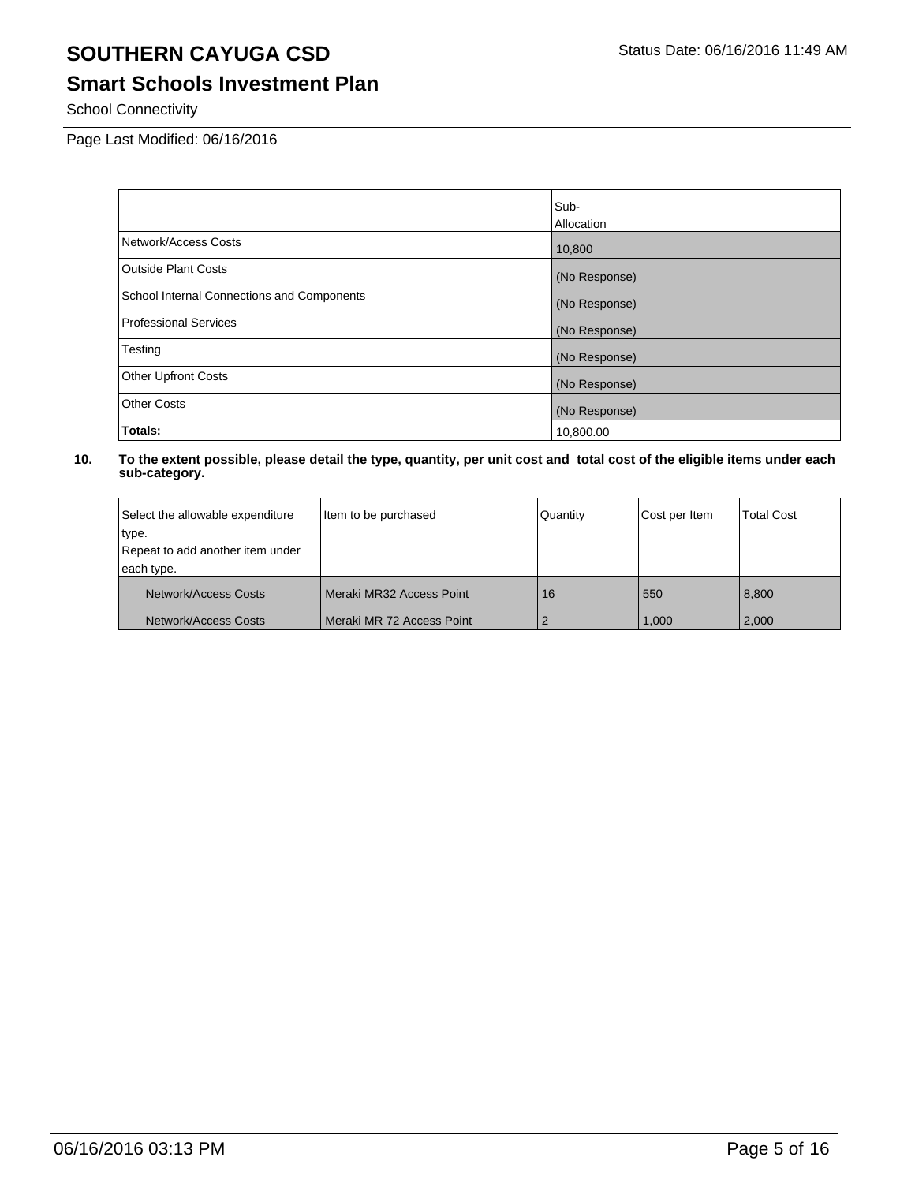# SOUTHERN CAYUGA CSD

## Smart Schools Investment Plan

School Connectivity

Page Last Modified: 06/16/2016

| | Sub-Allocation |
|---|---|
| Network/Access Costs | 10,800 |
| Outside Plant Costs | (No Response) |
| School Internal Connections and Components | (No Response) |
| Professional Services | (No Response) |
| Testing | (No Response) |
| Other Upfront Costs | (No Response) |
| Other Costs | (No Response) |
| **Totals:** | 10,800.00 |

**10. To the extent possible, please detail the type, quantity, per unit cost and total cost of the eligible items under each sub-category.**

| Select the allowable expenditure type. Repeat to add another item under each type. | Item to be purchased | Quantity | Cost per Item | Total Cost |
|---|---|---|---|---|
| Network/Access Costs | Meraki MR32 Access Point | 16 | 550 | 8,800 |
| Network/Access Costs | Meraki MR 72 Access Point | 2 | 1,000 | 2,000 |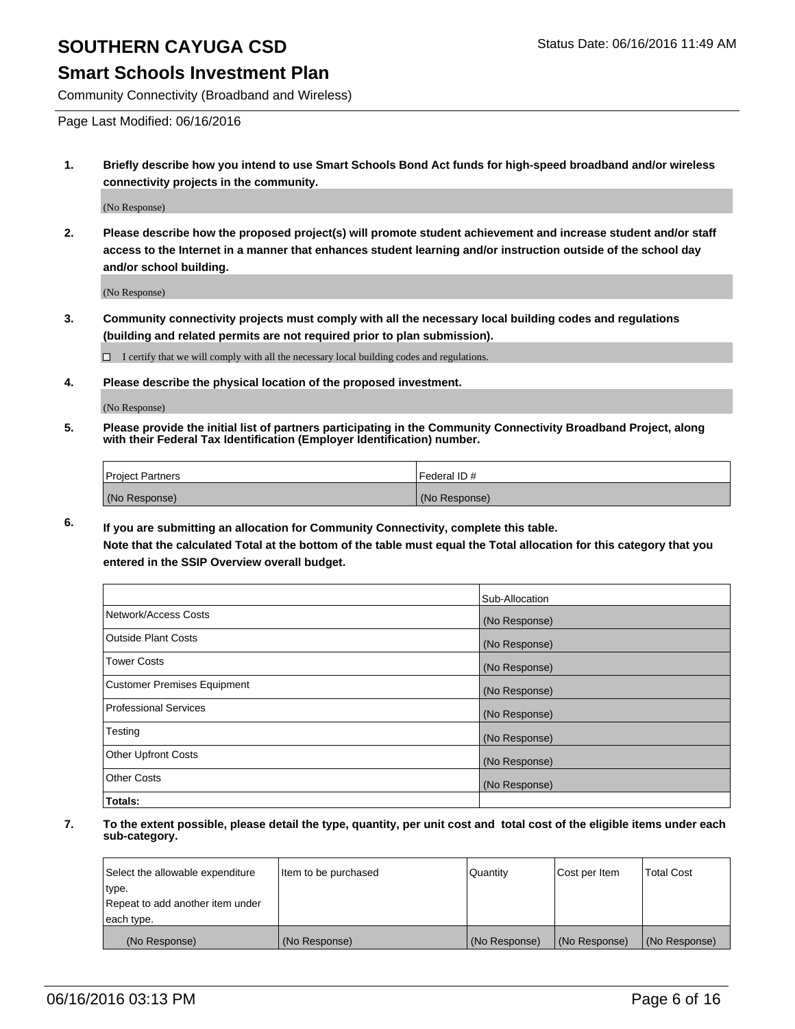# SOUTHERN CAYUGA CSD

Status Date: 06/16/2016 11:49 AM

## Smart Schools Investment Plan

Community Connectivity (Broadband and Wireless)

Page Last Modified: 06/16/2016

**1. Briefly describe how you intend to use Smart Schools Bond Act funds for high-speed broadband and/or wireless connectivity projects in the community.**

(No Response)

**2. Please describe how the proposed project(s) will promote student achievement and increase student and/or staff access to the Internet in a manner that enhances student learning and/or instruction outside of the school day and/or school building.**

(No Response)

**3. Community connectivity projects must comply with all the necessary local building codes and regulations (building and related permits are not required prior to plan submission).**

☐ I certify that we will comply with all the necessary local building codes and regulations.

**4. Please describe the physical location of the proposed investment.**

(No Response)

**5. Please provide the initial list of partners participating in the Community Connectivity Broadband Project, along with their Federal Tax Identification (Employer Identification) number.**

| Project Partners | Federal ID # |
| --- | --- |
| (No Response) | (No Response) |

**6. If you are submitting an allocation for Community Connectivity, complete this table.**
**Note that the calculated Total at the bottom of the table must equal the Total allocation for this category that you entered in the SSIP Overview overall budget.**

| | Sub-Allocation |
| --- | --- |
| Network/Access Costs | (No Response) |
| Outside Plant Costs | (No Response) |
| Tower Costs | (No Response) |
| Customer Premises Equipment | (No Response) |
| Professional Services | (No Response) |
| Testing | (No Response) |
| Other Upfront Costs | (No Response) |
| Other Costs | (No Response) |
| **Totals:** | |

**7. To the extent possible, please detail the type, quantity, per unit cost and total cost of the eligible items under each sub-category.**

| Select the allowable expenditure type. Repeat to add another item under each type. | Item to be purchased | Quantity | Cost per Item | Total Cost |
| --- | --- | --- | --- | --- |
| (No Response) | (No Response) | (No Response) | (No Response) | (No Response) |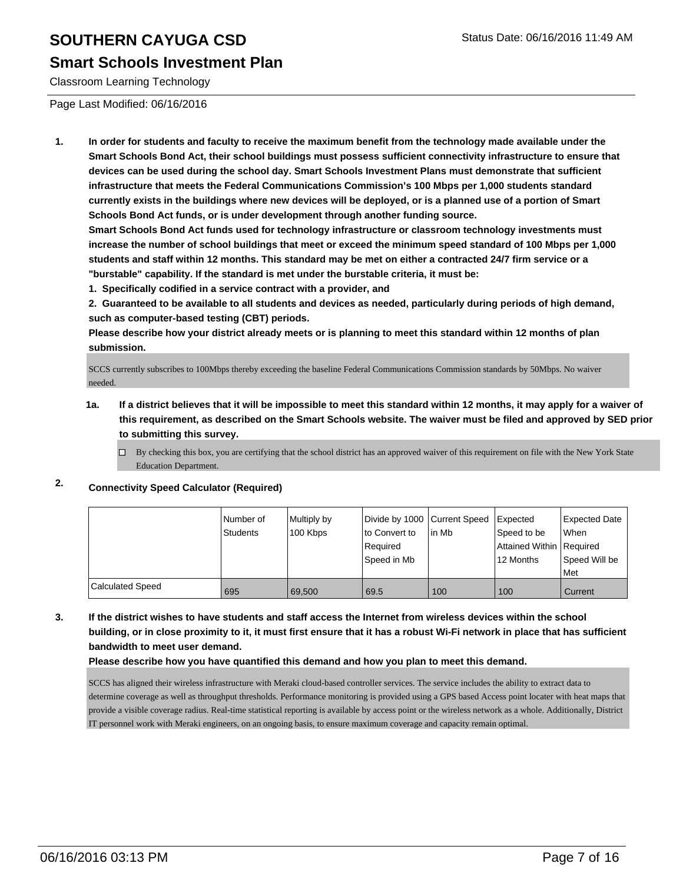# SOUTHERN CAYUGA CSD

## Smart Schools Investment Plan

Classroom Learning Technology

Page Last Modified: 06/16/2016

**1. In order for students and faculty to receive the maximum benefit from the technology made available under the Smart Schools Bond Act, their school buildings must possess sufficient connectivity infrastructure to ensure that devices can be used during the school day. Smart Schools Investment Plans must demonstrate that sufficient infrastructure that meets the Federal Communications Commission's 100 Mbps per 1,000 students standard currently exists in the buildings where new devices will be deployed, or is a planned use of a portion of Smart Schools Bond Act funds, or is under development through another funding source.**

**Smart Schools Bond Act funds used for technology infrastructure or classroom technology investments must increase the number of school buildings that meet or exceed the minimum speed standard of 100 Mbps per 1,000 students and staff within 12 months. This standard may be met on either a contracted 24/7 firm service or a "burstable" capability. If the standard is met under the burstable criteria, it must be:**

**1. Specifically codified in a service contract with a provider, and**

**2. Guaranteed to be available to all students and devices as needed, particularly during periods of high demand, such as computer-based testing (CBT) periods.**

**Please describe how your district already meets or is planning to meet this standard within 12 months of plan submission.**

SCCS currently subscribes to 100Mbps thereby exceeding the baseline Federal Communications Commission standards by 50Mbps. No waiver needed.

**1a. If a district believes that it will be impossible to meet this standard within 12 months, it may apply for a waiver of this requirement, as described on the Smart Schools website. The waiver must be filed and approved by SED prior to submitting this survey.**

☐ By checking this box, you are certifying that the school district has an approved waiver of this requirement on file with the New York State Education Department.

**2. Connectivity Speed Calculator (Required)**

| | Number of Students | Multiply by 100 Kbps | Divide by 1000 to Convert to Required Speed in Mb | Current Speed in Mb | Expected Speed to be Attained Within 12 Months | Expected Date When Required Speed Will be Met |
|---|---|---|---|---|---|---|
| Calculated Speed | 695 | 69,500 | 69.5 | 100 | 100 | Current |

**3. If the district wishes to have students and staff access the Internet from wireless devices within the school building, or in close proximity to it, it must first ensure that it has a robust Wi-Fi network in place that has sufficient bandwidth to meet user demand.**

**Please describe how you have quantified this demand and how you plan to meet this demand.**

SCCS has aligned their wireless infrastructure with Meraki cloud-based controller services. The service includes the ability to extract data to determine coverage as well as throughput thresholds. Performance monitoring is provided using a GPS based Access point locater with heat maps that provide a visible coverage radius. Real-time statistical reporting is available by access point or the wireless network as a whole. Additionally, District IT personnel work with Meraki engineers, on an ongoing basis, to ensure maximum coverage and capacity remain optimal.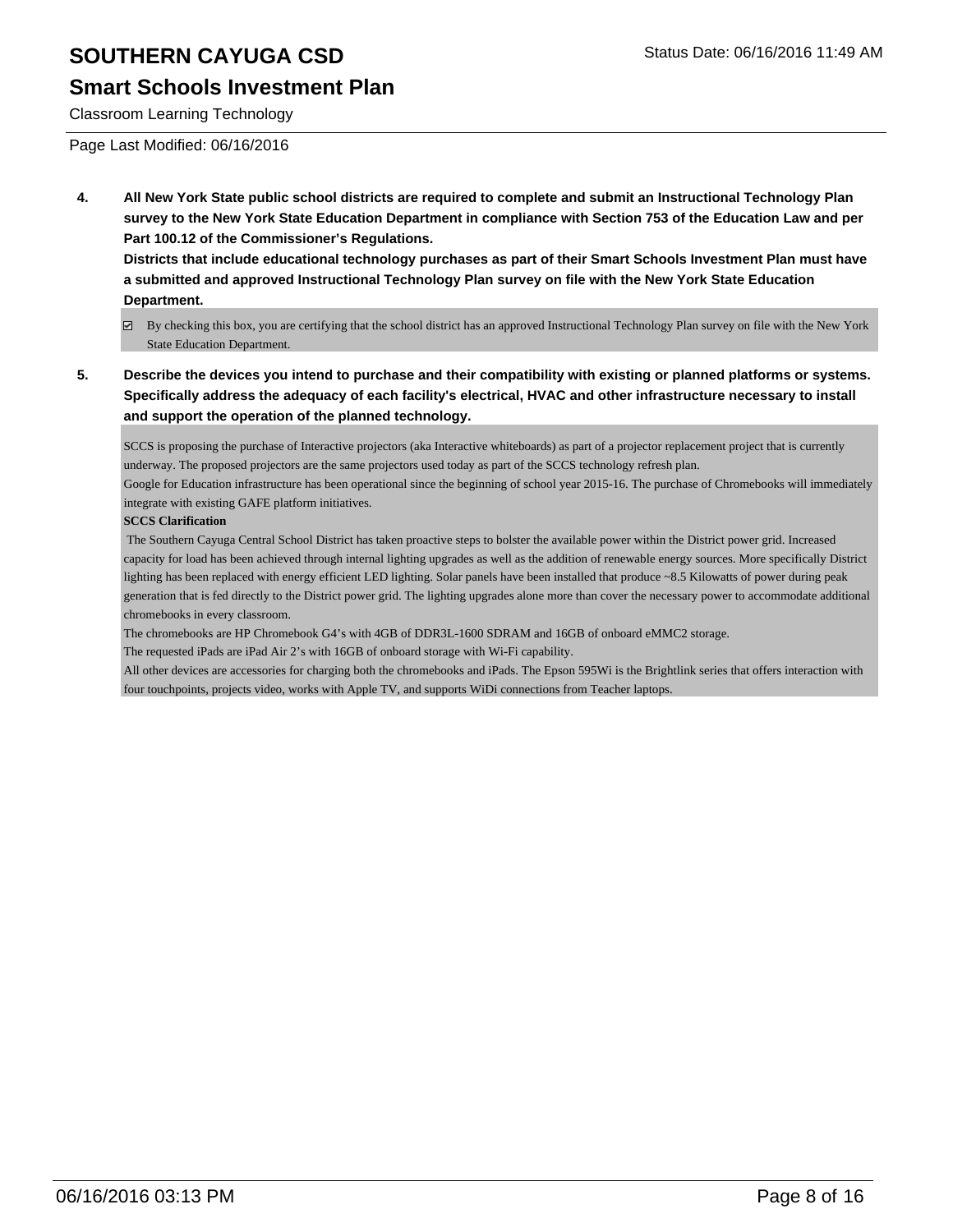# SOUTHERN CAYUGA CSD

## Smart Schools Investment Plan

Classroom Learning Technology

Page Last Modified: 06/16/2016

**4. All New York State public school districts are required to complete and submit an Instructional Technology Plan survey to the New York State Education Department in compliance with Section 753 of the Education Law and per Part 100.12 of the Commissioner's Regulations.**
**Districts that include educational technology purchases as part of their Smart Schools Investment Plan must have a submitted and approved Instructional Technology Plan survey on file with the New York State Education Department.**

☑ By checking this box, you are certifying that the school district has an approved Instructional Technology Plan survey on file with the New York State Education Department.

**5. Describe the devices you intend to purchase and their compatibility with existing or planned platforms or systems. Specifically address the adequacy of each facility's electrical, HVAC and other infrastructure necessary to install and support the operation of the planned technology.**

SCCS is proposing the purchase of Interactive projectors (aka Interactive whiteboards) as part of a projector replacement project that is currently underway. The proposed projectors are the same projectors used today as part of the SCCS technology refresh plan.
Google for Education infrastructure has been operational since the beginning of school year 2015-16. The purchase of Chromebooks will immediately integrate with existing GAFE platform initiatives.

**SCCS Clarification**

The Southern Cayuga Central School District has taken proactive steps to bolster the available power within the District power grid. Increased capacity for load has been achieved through internal lighting upgrades as well as the addition of renewable energy sources. More specifically District lighting has been replaced with energy efficient LED lighting. Solar panels have been installed that produce ~8.5 Kilowatts of power during peak generation that is fed directly to the District power grid. The lighting upgrades alone more than cover the necessary power to accommodate additional chromebooks in every classroom.
The chromebooks are HP Chromebook G4's with 4GB of DDR3L-1600 SDRAM and 16GB of onboard eMMC2 storage.
The requested iPads are iPad Air 2's with 16GB of onboard storage with Wi-Fi capability.
All other devices are accessories for charging both the chromebooks and iPads. The Epson 595Wi is the Brightlink series that offers interaction with four touchpoints, projects video, works with Apple TV, and supports WiDi connections from Teacher laptops.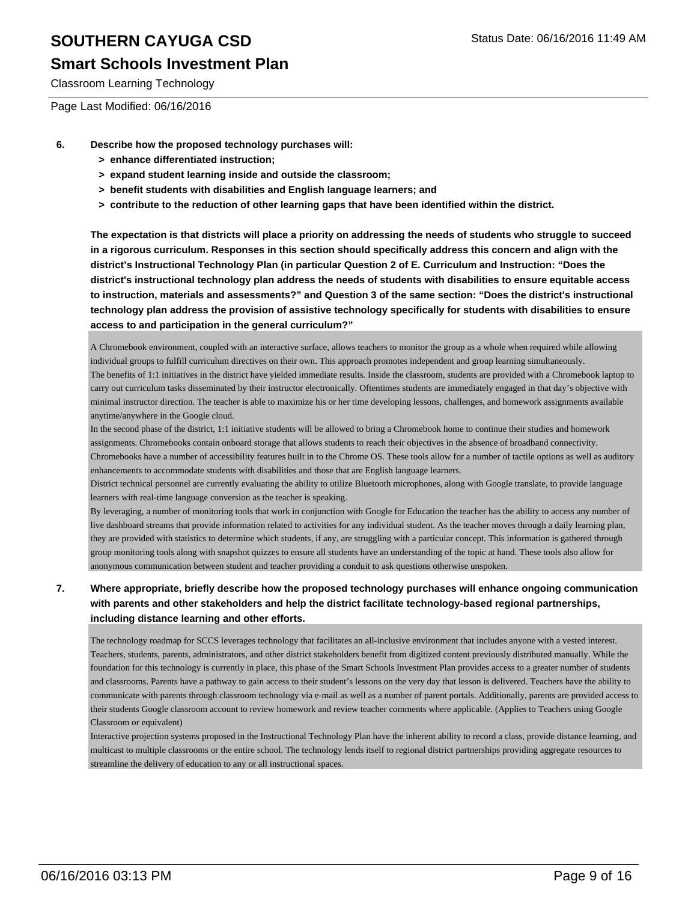Page Last Modified: 06/16/2016

6. **Describe how the proposed technology purchases will:**
   - **> enhance differentiated instruction;**
   - **> expand student learning inside and outside the classroom;**
   - **> benefit students with disabilities and English language learners; and**
   - **> contribute to the reduction of other learning gaps that have been identified within the district.**

   **The expectation is that districts will place a priority on addressing the needs of students who struggle to succeed in a rigorous curriculum. Responses in this section should specifically address this concern and align with the district's Instructional Technology Plan (in particular Question 2 of E. Curriculum and Instruction: "Does the district's instructional technology plan address the needs of students with disabilities to ensure equitable access to instruction, materials and assessments?" and Question 3 of the same section: "Does the district's instructional technology plan address the provision of assistive technology specifically for students with disabilities to ensure access to and participation in the general curriculum?"**

A Chromebook environment, coupled with an interactive surface, allows teachers to monitor the group as a whole when required while allowing individual groups to fulfill curriculum directives on their own. This approach promotes independent and group learning simultaneously.
The benefits of 1:1 initiatives in the district have yielded immediate results. Inside the classroom, students are provided with a Chromebook laptop to carry out curriculum tasks disseminated by their instructor electronically. Oftentimes students are immediately engaged in that day's objective with minimal instructor direction. The teacher is able to maximize his or her time developing lessons, challenges, and homework assignments available anytime/anywhere in the Google cloud.
In the second phase of the district, 1:1 initiative students will be allowed to bring a Chromebook home to continue their studies and homework assignments. Chromebooks contain onboard storage that allows students to reach their objectives in the absence of broadband connectivity.
Chromebooks have a number of accessibility features built in to the Chrome OS. These tools allow for a number of tactile options as well as auditory enhancements to accommodate students with disabilities and those that are English language learners.
District technical personnel are currently evaluating the ability to utilize Bluetooth microphones, along with Google translate, to provide language learners with real-time language conversion as the teacher is speaking.
By leveraging, a number of monitoring tools that work in conjunction with Google for Education the teacher has the ability to access any number of live dashboard streams that provide information related to activities for any individual student. As the teacher moves through a daily learning plan, they are provided with statistics to determine which students, if any, are struggling with a particular concept. This information is gathered through group monitoring tools along with snapshot quizzes to ensure all students have an understanding of the topic at hand. These tools also allow for anonymous communication between student and teacher providing a conduit to ask questions otherwise unspoken.

7. **Where appropriate, briefly describe how the proposed technology purchases will enhance ongoing communication with parents and other stakeholders and help the district facilitate technology-based regional partnerships, including distance learning and other efforts.**

The technology roadmap for SCCS leverages technology that facilitates an all-inclusive environment that includes anyone with a vested interest. Teachers, students, parents, administrators, and other district stakeholders benefit from digitized content previously distributed manually. While the foundation for this technology is currently in place, this phase of the Smart Schools Investment Plan provides access to a greater number of students and classrooms. Parents have a pathway to gain access to their student's lessons on the very day that lesson is delivered. Teachers have the ability to communicate with parents through classroom technology via e-mail as well as a number of parent portals. Additionally, parents are provided access to their students Google classroom account to review homework and review teacher comments where applicable. (Applies to Teachers using Google Classroom or equivalent)
Interactive projection systems proposed in the Instructional Technology Plan have the inherent ability to record a class, provide distance learning, and multicast to multiple classrooms or the entire school. The technology lends itself to regional district partnerships providing aggregate resources to streamline the delivery of education to any or all instructional spaces.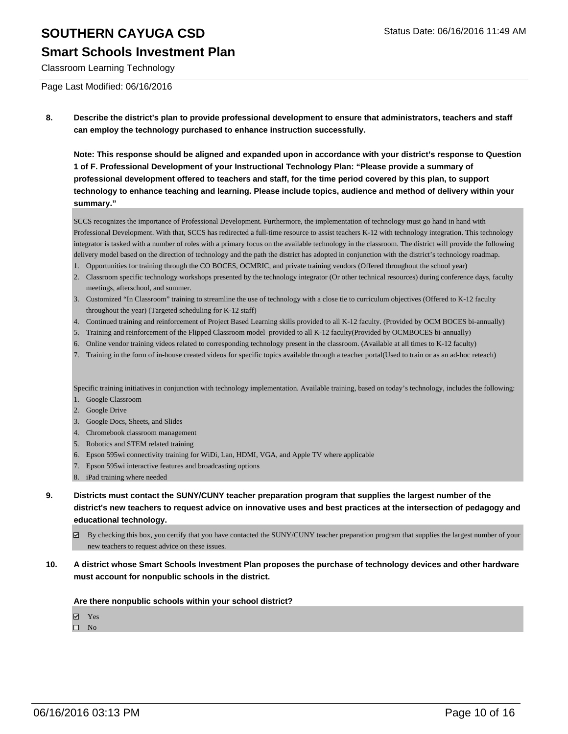**8. Describe the district's plan to provide professional development to ensure that administrators, teachers and staff can employ the technology purchased to enhance instruction successfully.**

**Note: This response should be aligned and expanded upon in accordance with your district's response to Question 1 of F. Professional Development of your Instructional Technology Plan: "Please provide a summary of professional development offered to teachers and staff, for the time period covered by this plan, to support technology to enhance teaching and learning. Please include topics, audience and method of delivery within your summary."**

SCCS recognizes the importance of Professional Development. Furthermore, the implementation of technology must go hand in hand with Professional Development. With that, SCCS has redirected a full-time resource to assist teachers K-12 with technology integration. This technology integrator is tasked with a number of roles with a primary focus on the available technology in the classroom. The district will provide the following delivery model based on the direction of technology and the path the district has adopted in conjunction with the district's technology roadmap.

1. Opportunities for training through the CO BOCES, OCMRIC, and private training vendors (Offered throughout the school year)
2. Classroom specific technology workshops presented by the technology integrator (Or other technical resources) during conference days, faculty meetings, afterschool, and summer.
3. Customized "In Classroom" training to streamline the use of technology with a close tie to curriculum objectives (Offered to K-12 faculty throughout the year) (Targeted scheduling for K-12 staff)
4. Continued training and reinforcement of Project Based Learning skills provided to all K-12 faculty. (Provided by OCM BOCES bi-annually)
5. Training and reinforcement of the Flipped Classroom model provided to all K-12 faculty(Provided by OCMBOCES bi-annually)
6. Online vendor training videos related to corresponding technology present in the classroom. (Available at all times to K-12 faculty)
7. Training in the form of in-house created videos for specific topics available through a teacher portal(Used to train or as an ad-hoc reteach)

Specific training initiatives in conjunction with technology implementation. Available training, based on today's technology, includes the following:

1. Google Classroom
2. Google Drive
3. Google Docs, Sheets, and Slides
4. Chromebook classroom management
5. Robotics and STEM related training
6. Epson 595wi connectivity training for WiDi, Lan, HDMI, VGA, and Apple TV where applicable
7. Epson 595wi interactive features and broadcasting options
8. iPad training where needed

**9. Districts must contact the SUNY/CUNY teacher preparation program that supplies the largest number of the district's new teachers to request advice on innovative uses and best practices at the intersection of pedagogy and educational technology.**

☑ By checking this box, you certify that you have contacted the SUNY/CUNY teacher preparation program that supplies the largest number of your new teachers to request advice on these issues.

**10. A district whose Smart Schools Investment Plan proposes the purchase of technology devices and other hardware must account for nonpublic schools in the district.**

**Are there nonpublic schools within your school district?**

☑ Yes
☐ No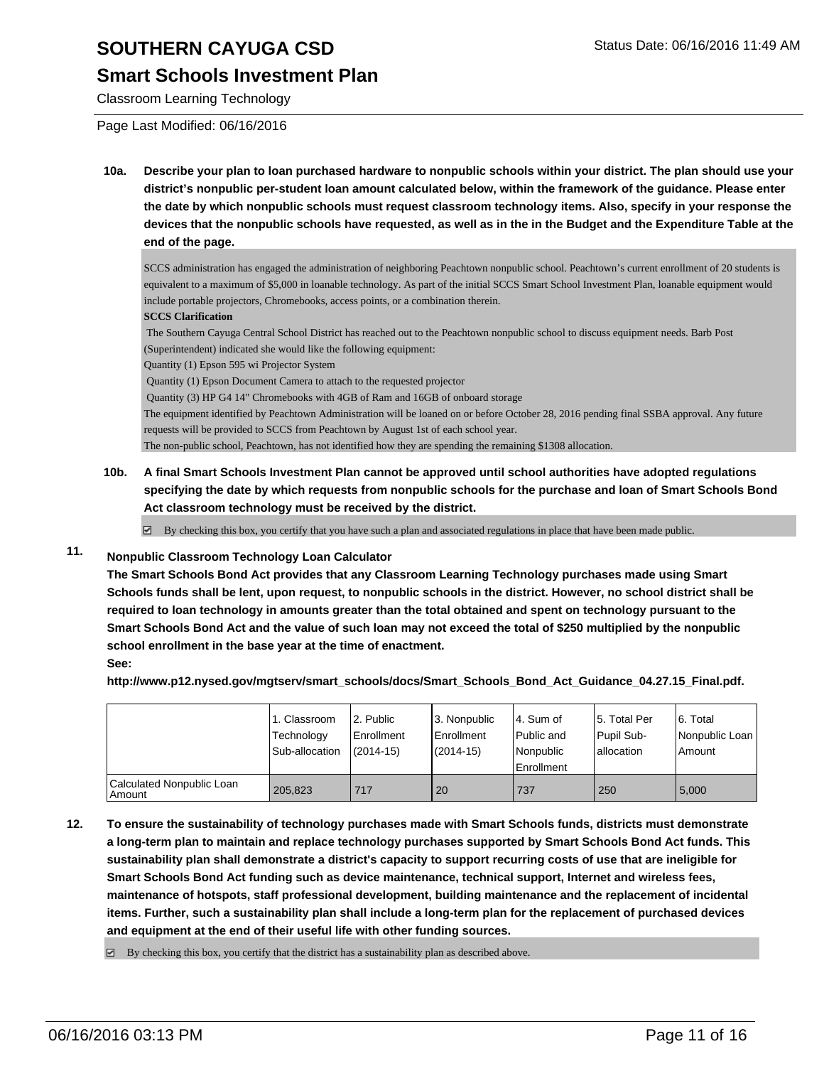# SOUTHERN CAYUGA CSD

## Smart Schools Investment Plan

Classroom Learning Technology

Page Last Modified: 06/16/2016

**10a. Describe your plan to loan purchased hardware to nonpublic schools within your district. The plan should use your district's nonpublic per-student loan amount calculated below, within the framework of the guidance. Please enter the date by which nonpublic schools must request classroom technology items. Also, specify in your response the devices that the nonpublic schools have requested, as well as in the in the Budget and the Expenditure Table at the end of the page.**

SCCS administration has engaged the administration of neighboring Peachtown nonpublic school. Peachtown's current enrollment of 20 students is equivalent to a maximum of $5,000 in loanable technology. As part of the initial SCCS Smart School Investment Plan, loanable equipment would include portable projectors, Chromebooks, access points, or a combination therein.

**SCCS Clarification**

The Southern Cayuga Central School District has reached out to the Peachtown nonpublic school to discuss equipment needs. Barb Post (Superintendent) indicated she would like the following equipment:

Quantity (1) Epson 595 wi Projector System

Quantity (1) Epson Document Camera to attach to the requested projector

Quantity (3) HP G4 14" Chromebooks with 4GB of Ram and 16GB of onboard storage

The equipment identified by Peachtown Administration will be loaned on or before October 28, 2016 pending final SSBA approval. Any future requests will be provided to SCCS from Peachtown by August 1st of each school year.

The non-public school, Peachtown, has not identified how they are spending the remaining $1308 allocation.

**10b. A final Smart Schools Investment Plan cannot be approved until school authorities have adopted regulations specifying the date by which requests from nonpublic schools for the purchase and loan of Smart Schools Bond Act classroom technology must be received by the district.**

☑ By checking this box, you certify that you have such a plan and associated regulations in place that have been made public.

**11. Nonpublic Classroom Technology Loan Calculator**

**The Smart Schools Bond Act provides that any Classroom Learning Technology purchases made using Smart Schools funds shall be lent, upon request, to nonpublic schools in the district. However, no school district shall be required to loan technology in amounts greater than the total obtained and spent on technology pursuant to the Smart Schools Bond Act and the value of such loan may not exceed the total of $250 multiplied by the nonpublic school enrollment in the base year at the time of enactment.**

**See:**

**http://www.p12.nysed.gov/mgtserv/smart_schools/docs/Smart_Schools_Bond_Act_Guidance_04.27.15_Final.pdf.**

| | 1. Classroom Technology Sub-allocation | 2. Public Enrollment (2014-15) | 3. Nonpublic Enrollment (2014-15) | 4. Sum of Public and Nonpublic Enrollment | 5. Total Per Pupil Sub-allocation | 6. Total Nonpublic Loan Amount |
|---|---|---|---|---|---|---|
| Calculated Nonpublic Loan Amount | 205,823 | 717 | 20 | 737 | 250 | 5,000 |

**12. To ensure the sustainability of technology purchases made with Smart Schools funds, districts must demonstrate a long-term plan to maintain and replace technology purchases supported by Smart Schools Bond Act funds. This sustainability plan shall demonstrate a district's capacity to support recurring costs of use that are ineligible for Smart Schools Bond Act funding such as device maintenance, technical support, Internet and wireless fees, maintenance of hotspots, staff professional development, building maintenance and the replacement of incidental items. Further, such a sustainability plan shall include a long-term plan for the replacement of purchased devices and equipment at the end of their useful life with other funding sources.**

☑ By checking this box, you certify that the district has a sustainability plan as described above.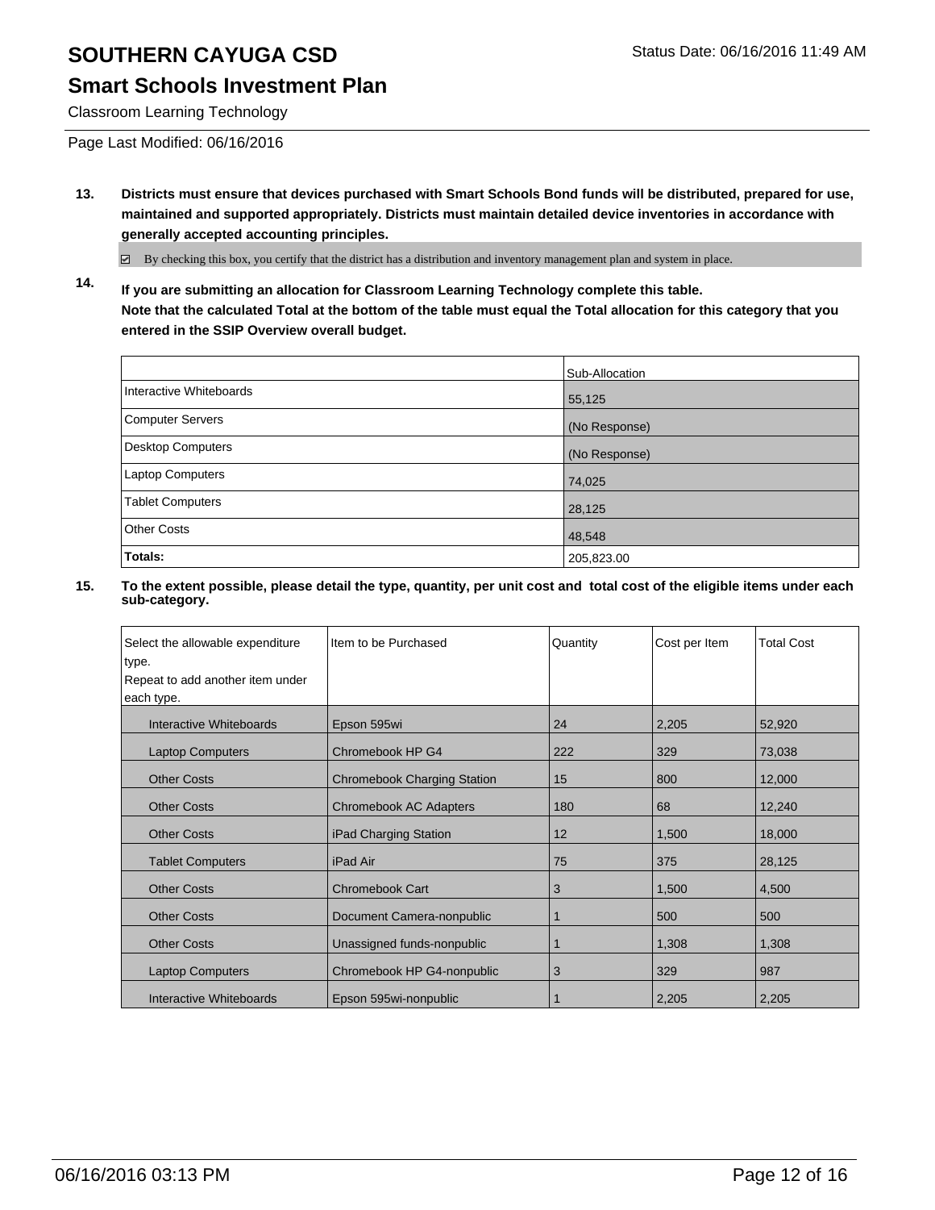# SOUTHERN CAYUGA CSD

Status Date: 06/16/2016 11:49 AM

## Smart Schools Investment Plan

Classroom Learning Technology

Page Last Modified: 06/16/2016

**13. Districts must ensure that devices purchased with Smart Schools Bond funds will be distributed, prepared for use, maintained and supported appropriately. Districts must maintain detailed device inventories in accordance with generally accepted accounting principles.**

☑ By checking this box, you certify that the district has a distribution and inventory management plan and system in place.

**14. If you are submitting an allocation for Classroom Learning Technology complete this table. Note that the calculated Total at the bottom of the table must equal the Total allocation for this category that you entered in the SSIP Overview overall budget.**

| | Sub-Allocation |
|---|---|
| Interactive Whiteboards | 55,125 |
| Computer Servers | (No Response) |
| Desktop Computers | (No Response) |
| Laptop Computers | 74,025 |
| Tablet Computers | 28,125 |
| Other Costs | 48,548 |
| **Totals:** | 205,823.00 |

**15. To the extent possible, please detail the type, quantity, per unit cost and total cost of the eligible items under each sub-category.**

| Select the allowable expenditure type. Repeat to add another item under each type. | Item to be Purchased | Quantity | Cost per Item | Total Cost |
|---|---|---|---|---|
| Interactive Whiteboards | Epson 595wi | 24 | 2,205 | 52,920 |
| Laptop Computers | Chromebook HP G4 | 222 | 329 | 73,038 |
| Other Costs | Chromebook Charging Station | 15 | 800 | 12,000 |
| Other Costs | Chromebook AC Adapters | 180 | 68 | 12,240 |
| Other Costs | iPad Charging Station | 12 | 1,500 | 18,000 |
| Tablet Computers | iPad Air | 75 | 375 | 28,125 |
| Other Costs | Chromebook Cart | 3 | 1,500 | 4,500 |
| Other Costs | Document Camera-nonpublic | 1 | 500 | 500 |
| Other Costs | Unassigned funds-nonpublic | 1 | 1,308 | 1,308 |
| Laptop Computers | Chromebook HP G4-nonpublic | 3 | 329 | 987 |
| Interactive Whiteboards | Epson 595wi-nonpublic | 1 | 2,205 | 2,205 |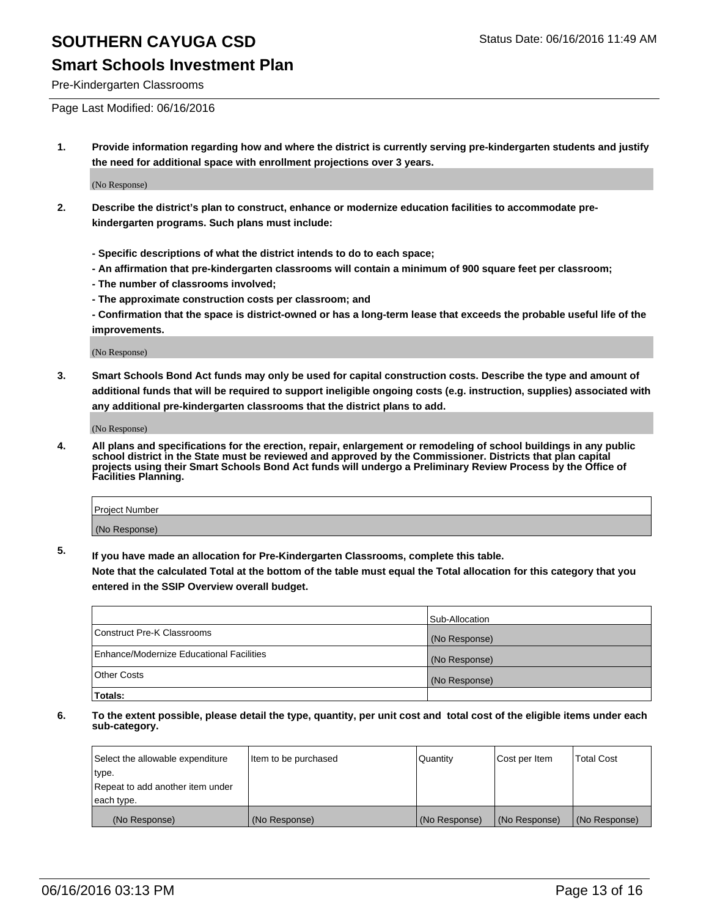# SOUTHERN CAYUGA CSD

Status Date: 06/16/2016 11:49 AM

## Smart Schools Investment Plan

Pre-Kindergarten Classrooms

Page Last Modified: 06/16/2016

**1. Provide information regarding how and where the district is currently serving pre-kindergarten students and justify the need for additional space with enrollment projections over 3 years.**

(No Response)

**2. Describe the district's plan to construct, enhance or modernize education facilities to accommodate pre-kindergarten programs. Such plans must include:**

**- Specific descriptions of what the district intends to do to each space;**
**- An affirmation that pre-kindergarten classrooms will contain a minimum of 900 square feet per classroom;**
**- The number of classrooms involved;**
**- The approximate construction costs per classroom; and**
**- Confirmation that the space is district-owned or has a long-term lease that exceeds the probable useful life of the improvements.**

(No Response)

**3. Smart Schools Bond Act funds may only be used for capital construction costs. Describe the type and amount of additional funds that will be required to support ineligible ongoing costs (e.g. instruction, supplies) associated with any additional pre-kindergarten classrooms that the district plans to add.**

(No Response)

**4. All plans and specifications for the erection, repair, enlargement or remodeling of school buildings in any public school district in the State must be reviewed and approved by the Commissioner. Districts that plan capital projects using their Smart Schools Bond Act funds will undergo a Preliminary Review Process by the Office of Facilities Planning.**

| Project Number |
|---|
| (No Response) |

**5. If you have made an allocation for Pre-Kindergarten Classrooms, complete this table.**
**Note that the calculated Total at the bottom of the table must equal the Total allocation for this category that you entered in the SSIP Overview overall budget.**

| | Sub-Allocation |
|---|---|
| Construct Pre-K Classrooms | (No Response) |
| Enhance/Modernize Educational Facilities | (No Response) |
| Other Costs | (No Response) |
| **Totals:** | |

**6. To the extent possible, please detail the type, quantity, per unit cost and total cost of the eligible items under each sub-category.**

| Select the allowable expenditure type. Repeat to add another item under each type. | Item to be purchased | Quantity | Cost per Item | Total Cost |
|---|---|---|---|---|
| (No Response) | (No Response) | (No Response) | (No Response) | (No Response) |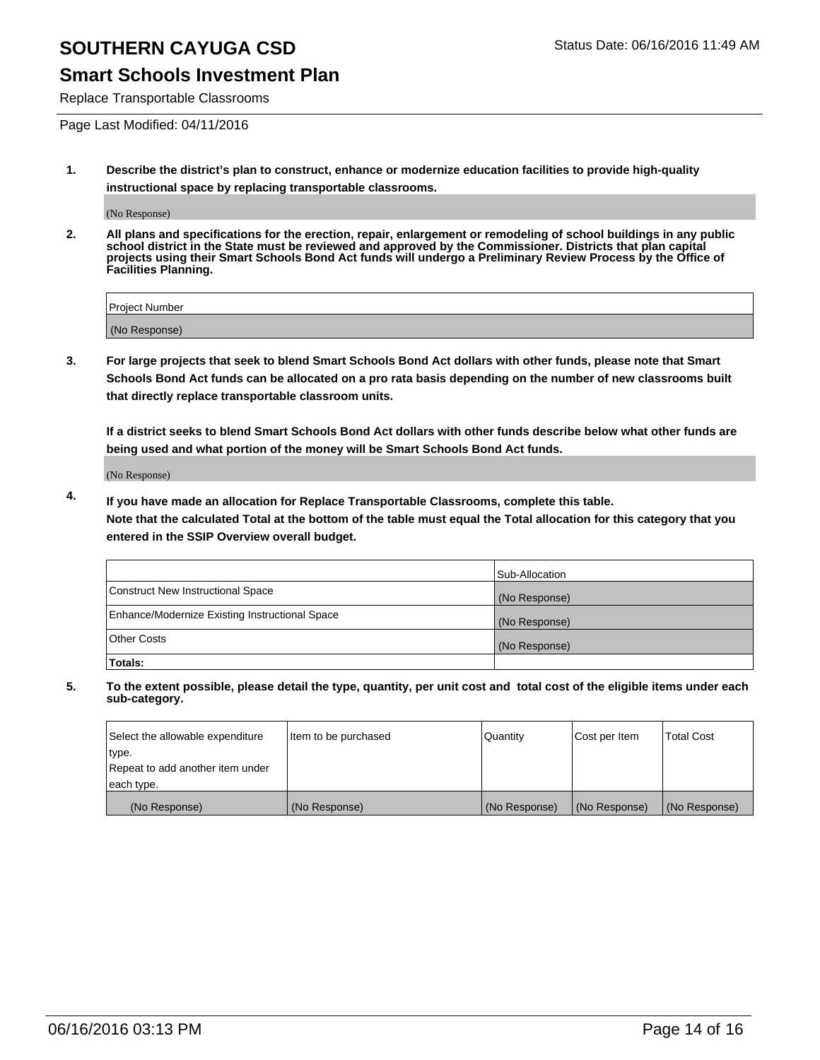# SOUTHERN CAYUGA CSD

Status Date: 06/16/2016 11:49 AM

## Smart Schools Investment Plan

Replace Transportable Classrooms

Page Last Modified: 04/11/2016

**1. Describe the district's plan to construct, enhance or modernize education facilities to provide high-quality instructional space by replacing transportable classrooms.**

(No Response)

**2. All plans and specifications for the erection, repair, enlargement or remodeling of school buildings in any public school district in the State must be reviewed and approved by the Commissioner. Districts that plan capital projects using their Smart Schools Bond Act funds will undergo a Preliminary Review Process by the Office of Facilities Planning.**

| Project Number |
| --- |
| (No Response) |

**3. For large projects that seek to blend Smart Schools Bond Act dollars with other funds, please note that Smart Schools Bond Act funds can be allocated on a pro rata basis depending on the number of new classrooms built that directly replace transportable classroom units.**

**If a district seeks to blend Smart Schools Bond Act dollars with other funds describe below what other funds are being used and what portion of the money will be Smart Schools Bond Act funds.**

(No Response)

**4. If you have made an allocation for Replace Transportable Classrooms, complete this table. Note that the calculated Total at the bottom of the table must equal the Total allocation for this category that you entered in the SSIP Overview overall budget.**

| | Sub-Allocation |
| --- | --- |
| Construct New Instructional Space | (No Response) |
| Enhance/Modernize Existing Instructional Space | (No Response) |
| Other Costs | (No Response) |
| **Totals:** | |

**5. To the extent possible, please detail the type, quantity, per unit cost and total cost of the eligible items under each sub-category.**

| Select the allowable expenditure type. Repeat to add another item under each type. | Item to be purchased | Quantity | Cost per Item | Total Cost |
| --- | --- | --- | --- | --- |
| (No Response) | (No Response) | (No Response) | (No Response) | (No Response) |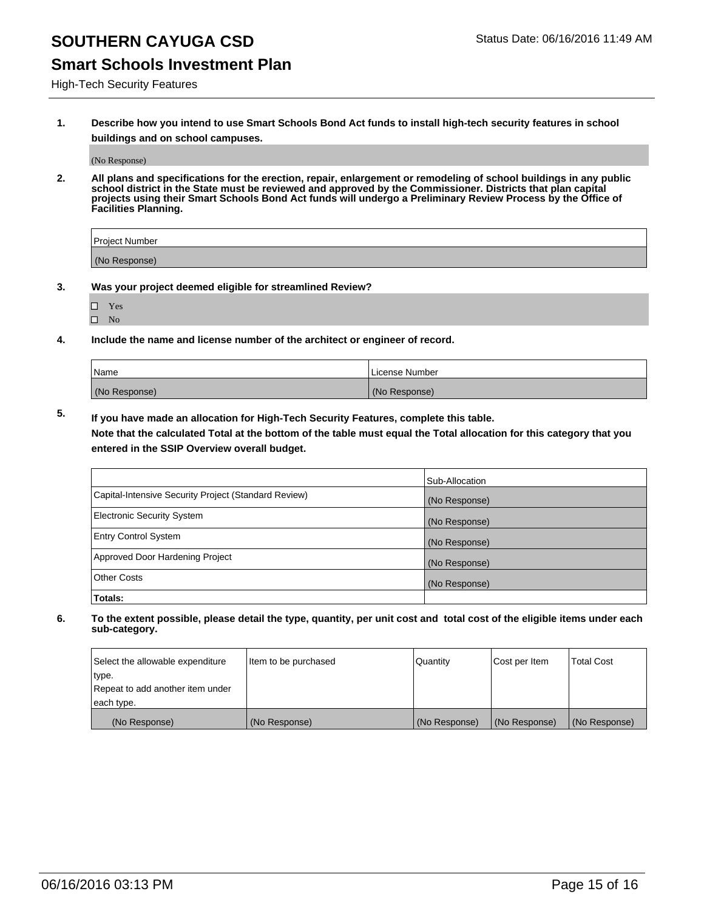# SOUTHERN CAYUGA CSD

## Smart Schools Investment Plan

High-Tech Security Features

Status Date: 06/16/2016 11:49 AM

**1. Describe how you intend to use Smart Schools Bond Act funds to install high-tech security features in school buildings and on school campuses.**

(No Response)

**2. All plans and specifications for the erection, repair, enlargement or remodeling of school buildings in any public school district in the State must be reviewed and approved by the Commissioner. Districts that plan capital projects using their Smart Schools Bond Act funds will undergo a Preliminary Review Process by the Office of Facilities Planning.**

| Project Number |
|---|
| (No Response) |

**3. Was your project deemed eligible for streamlined Review?**

- ☐ Yes
- ☐ No

**4. Include the name and license number of the architect or engineer of record.**

| Name | License Number |
|---|---|
| (No Response) | (No Response) |

**5. If you have made an allocation for High-Tech Security Features, complete this table.**
**Note that the calculated Total at the bottom of the table must equal the Total allocation for this category that you entered in the SSIP Overview overall budget.**

| | Sub-Allocation |
|---|---|
| Capital-Intensive Security Project (Standard Review) | (No Response) |
| Electronic Security System | (No Response) |
| Entry Control System | (No Response) |
| Approved Door Hardening Project | (No Response) |
| Other Costs | (No Response) |
| **Totals:** | |

**6. To the extent possible, please detail the type, quantity, per unit cost and total cost of the eligible items under each sub-category.**

| Select the allowable expenditure type. Repeat to add another item under each type. | Item to be purchased | Quantity | Cost per Item | Total Cost |
|---|---|---|---|---|
| (No Response) | (No Response) | (No Response) | (No Response) | (No Response) |